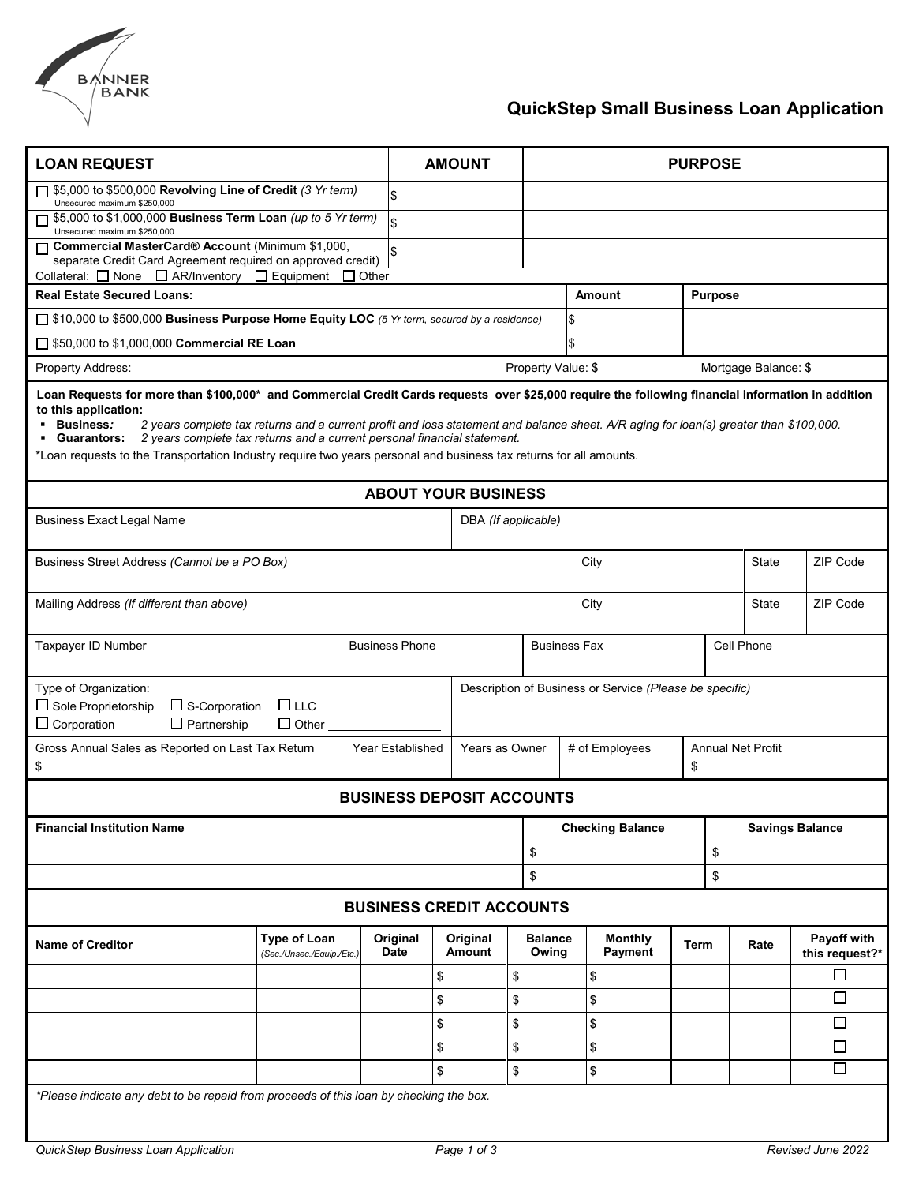BANNER BANK

# QuickStep Small Business Loan Application

| LOAN REQUEST | AMOUNT | PURPOSE |
|---|---|---|
| ☐ $5,000 to $500,000 **Revolving Line of Credit** *(3 Yr term)* Unsecured maximum $250,000 | $ | |
| ☐ $5,000 to $1,000,000 **Business Term Loan** *(up to 5 Yr term)* Unsecured maximum $250,000 | $ | |
| ☐ **Commercial MasterCard® Account** (Minimum $1,000, separate Credit Card Agreement required on approved credit) | $ | |

Collateral: ☐ None ☐ AR/Inventory ☐ Equipment ☐ Other

| Real Estate Secured Loans: | Amount | Purpose |
|---|---|---|
| ☐ $10,000 to $500,000 **Business Purpose Home Equity LOC** *(5 Yr term, secured by a residence)* | $ | |
| ☐ $50,000 to $1,000,000 **Commercial RE Loan** | $ | |

| Property Address: | Property Value: $ | Mortgage Balance: $ |
|---|---|---|

**Loan Requests for more than $100,000* and Commercial Credit Cards requests over $25,000 require the following financial information in addition to this application:**

- **Business:** *2 years complete tax returns and a current profit and loss statement and balance sheet. A/R aging for loan(s) greater than $100,000.*
- **Guarantors:** *2 years complete tax returns and a current personal financial statement.*

*Loan requests to the Transportation Industry require two years personal and business tax returns for all amounts.

## ABOUT YOUR BUSINESS

| Business Exact Legal Name | DBA *(If applicable)* |
|---|---|
| | |

| Business Street Address *(Cannot be a PO Box)* | City | State | ZIP Code |
|---|---|---|---|
| | | | |

| Mailing Address *(If different than above)* | City | State | ZIP Code |
|---|---|---|---|
| | | | |

| Taxpayer ID Number | Business Phone | Business Fax | Cell Phone |
|---|---|---|---|
| | | | |

| Type of Organization: | Description of Business or Service *(Please be specific)* |
|---|---|
| ☐ Sole Proprietorship ☐ S-Corporation ☐ LLC ☐ Corporation ☐ Partnership ☐ Other ________ | |

| Gross Annual Sales as Reported on Last Tax Return | Year Established | Years as Owner | # of Employees | Annual Net Profit |
|---|---|---|---|---|
| $ | | | | $ |

## BUSINESS DEPOSIT ACCOUNTS

| Financial Institution Name | Checking Balance | Savings Balance |
|---|---|---|
| | $ | $ |
| | $ | $ |

## BUSINESS CREDIT ACCOUNTS

| Name of Creditor | Type of Loan *(Sec./Unsec./Equip./Etc.)* | Original Date | Original Amount | Balance Owing | Monthly Payment | Term | Rate | Payoff with this request?* |
|---|---|---|---|---|---|---|---|---|
| | | | $ | $ | $ | | | ☐ |
| | | | $ | $ | $ | | | ☐ |
| | | | $ | $ | $ | | | ☐ |
| | | | $ | $ | $ | | | ☐ |
| | | | $ | $ | $ | | | ☐ |

*\*Please indicate any debt to be repaid from proceeds of this loan by checking the box.*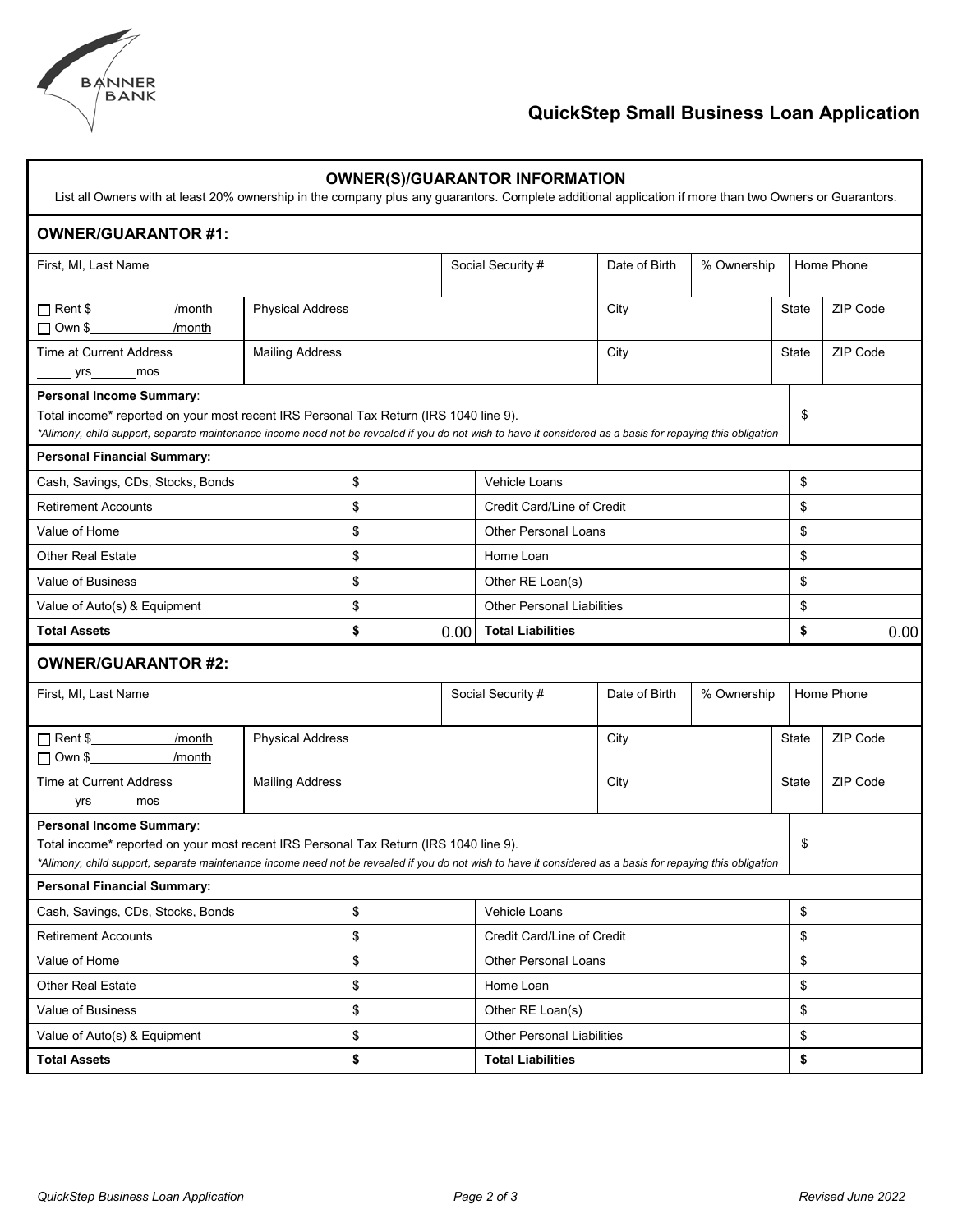BANNER BANK

# QuickStep Small Business Loan Application

## OWNER(S)/GUARANTOR INFORMATION

List all Owners with at least 20% ownership in the company plus any guarantors. Complete additional application if more than two Owners or Guarantors.

### OWNER/GUARANTOR #1:

| First, MI, Last Name | | Social Security # | Date of Birth | % Ownership | Home Phone | |
|---|---|---|---|---|---|---|
| ☐ Rent $\_\_\_\_\_\_\_\_\_\_\_/month<br>☐ Own $\_\_\_\_\_\_\_\_\_\_\_/month | Physical Address | | City | | State | ZIP Code |
| Time at Current Address<br>\_\_\_\_\_ yrs\_\_\_\_\_\_mos | Mailing Address | | City | | State | ZIP Code |

**Personal Income Summary**:
Total income* reported on your most recent IRS Personal Tax Return (IRS 1040 line 9). $

*Alimony, child support, separate maintenance income need not be revealed if you do not wish to have it considered as a basis for repaying this obligation*

**Personal Financial Summary:**

| | | | |
|---|---|---|---|
| Cash, Savings, CDs, Stocks, Bonds | $ | Vehicle Loans | $ |
| Retirement Accounts | $ | Credit Card/Line of Credit | $ |
| Value of Home | $ | Other Personal Loans | $ |
| Other Real Estate | $ | Home Loan | $ |
| Value of Business | $ | Other RE Loan(s) | $ |
| Value of Auto(s) & Equipment | $ | Other Personal Liabilities | $ |
| **Total Assets** | **$** 0.00 | **Total Liabilities** | **$** 0.00 |

### OWNER/GUARANTOR #2:

| First, MI, Last Name | | Social Security # | Date of Birth | % Ownership | Home Phone | |
|---|---|---|---|---|---|---|
| ☐ Rent $\_\_\_\_\_\_\_\_\_\_\_/month<br>☐ Own $\_\_\_\_\_\_\_\_\_\_\_/month | Physical Address | | City | | State | ZIP Code |
| Time at Current Address<br>\_\_\_\_\_ yrs\_\_\_\_\_\_mos | Mailing Address | | City | | State | ZIP Code |

**Personal Income Summary**:
Total income* reported on your most recent IRS Personal Tax Return (IRS 1040 line 9). $

*Alimony, child support, separate maintenance income need not be revealed if you do not wish to have it considered as a basis for repaying this obligation*

**Personal Financial Summary:**

| | | | |
|---|---|---|---|
| Cash, Savings, CDs, Stocks, Bonds | $ | Vehicle Loans | $ |
| Retirement Accounts | $ | Credit Card/Line of Credit | $ |
| Value of Home | $ | Other Personal Loans | $ |
| Other Real Estate | $ | Home Loan | $ |
| Value of Business | $ | Other RE Loan(s) | $ |
| Value of Auto(s) & Equipment | $ | Other Personal Liabilities | $ |
| **Total Assets** | **$** | **Total Liabilities** | **$** |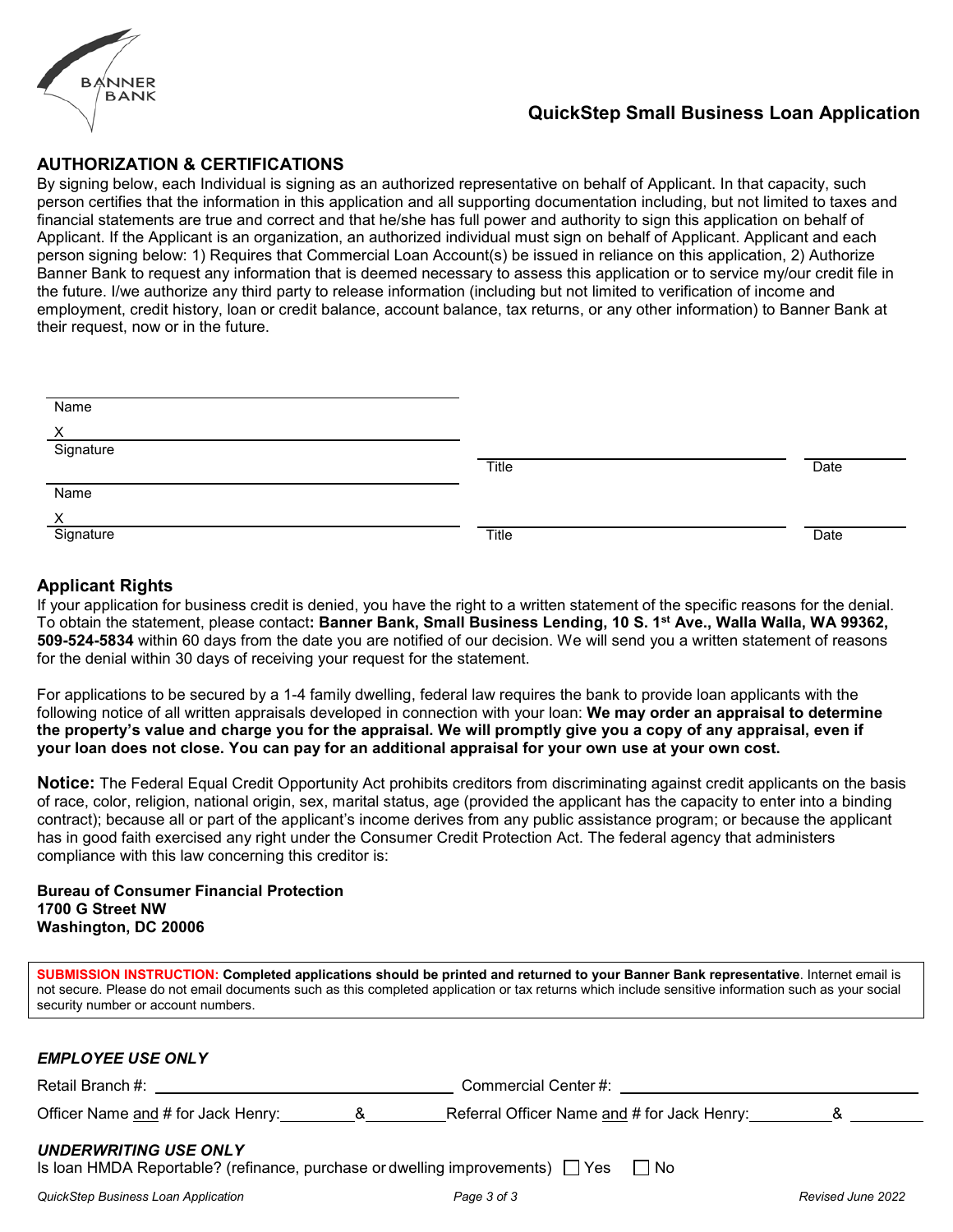BANNER BANK

# QuickStep Small Business Loan Application

## AUTHORIZATION & CERTIFICATIONS

By signing below, each Individual is signing as an authorized representative on behalf of Applicant. In that capacity, such person certifies that the information in this application and all supporting documentation including, but not limited to taxes and financial statements are true and correct and that he/she has full power and authority to sign this application on behalf of Applicant. If the Applicant is an organization, an authorized individual must sign on behalf of Applicant. Applicant and each person signing below: 1) Requires that Commercial Loan Account(s) be issued in reliance on this application, 2) Authorize Banner Bank to request any information that is deemed necessary to assess this application or to service my/our credit file in the future. I/we authorize any third party to release information (including but not limited to verification of income and employment, credit history, loan or credit balance, account balance, tax returns, or any other information) to Banner Bank at their request, now or in the future.

Name

X

Signature | Title | Date

Name

X

Signature | Title | Date

## Applicant Rights

If your application for business credit is denied, you have the right to a written statement of the specific reasons for the denial. To obtain the statement, please contact**: Banner Bank, Small Business Lending, 10 S. 1st Ave., Walla Walla, WA 99362, 509-524-5834** within 60 days from the date you are notified of our decision. We will send you a written statement of reasons for the denial within 30 days of receiving your request for the statement.

For applications to be secured by a 1-4 family dwelling, federal law requires the bank to provide loan applicants with the following notice of all written appraisals developed in connection with your loan: **We may order an appraisal to determine the property's value and charge you for the appraisal. We will promptly give you a copy of any appraisal, even if your loan does not close. You can pay for an additional appraisal for your own use at your own cost.**

**Notice:** The Federal Equal Credit Opportunity Act prohibits creditors from discriminating against credit applicants on the basis of race, color, religion, national origin, sex, marital status, age (provided the applicant has the capacity to enter into a binding contract); because all or part of the applicant's income derives from any public assistance program; or because the applicant has in good faith exercised any right under the Consumer Credit Protection Act. The federal agency that administers compliance with this law concerning this creditor is:

**Bureau of Consumer Financial Protection**
**1700 G Street NW**
**Washington, DC 20006**

**SUBMISSION INSTRUCTION: Completed applications should be printed and returned to your Banner Bank representative**. Internet email is not secure. Please do not email documents such as this completed application or tax returns which include sensitive information such as your social security number or account numbers.

### *EMPLOYEE USE ONLY*

Retail Branch #: ______________ Commercial Center #: ______________

Officer Name and # for Jack Henry: ________ & ________ Referral Officer Name and # for Jack Henry: ________ & ________

### *UNDERWRITING USE ONLY*

Is loan HMDA Reportable? (refinance, purchase or dwelling improvements) ☐ Yes ☐ No